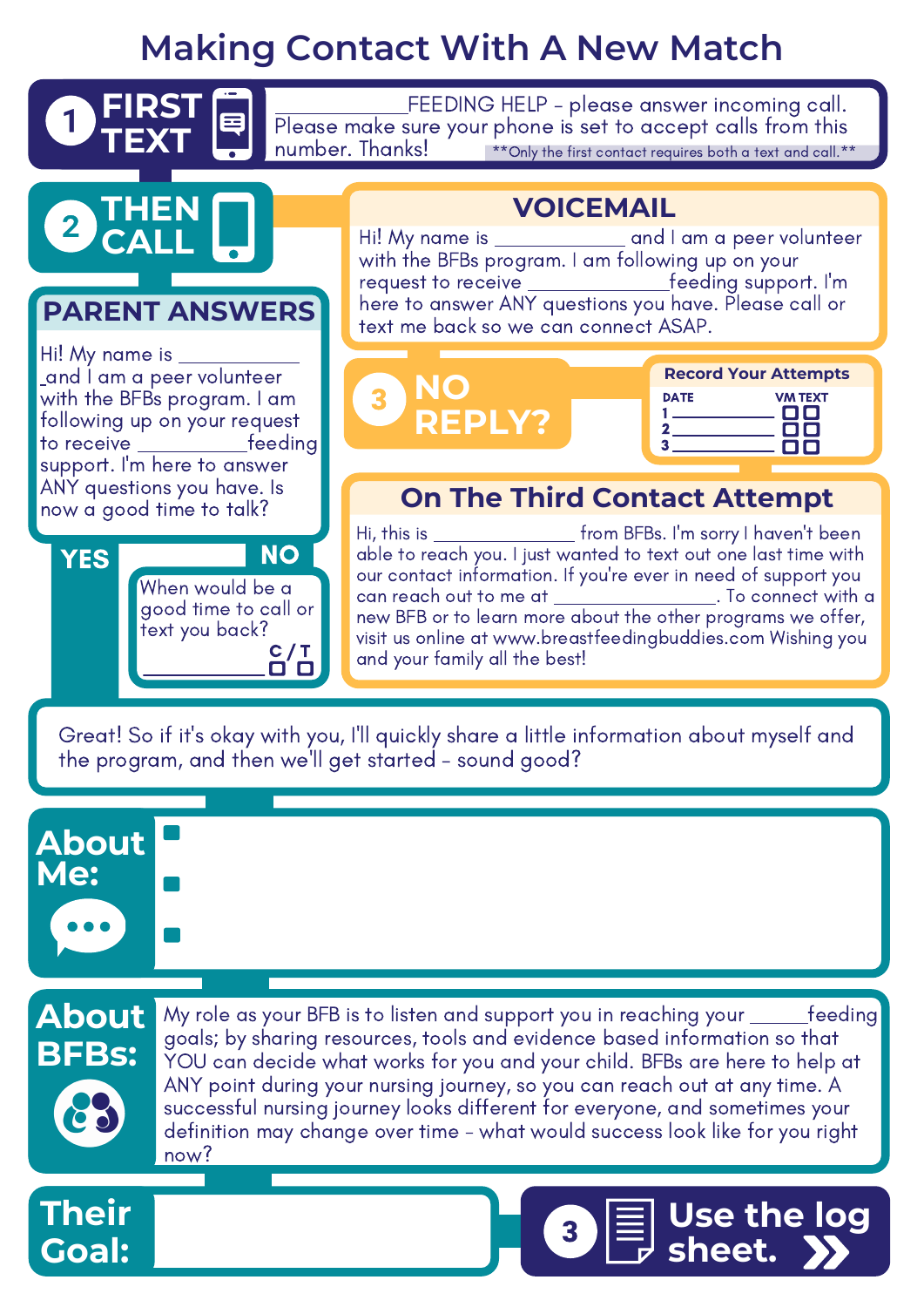# Making Contact With A New Match

## 1 FIRST TEXT

\_\_\_\_\_\_\_\_\_\_\_\_FEEDING HELP - please answer incoming call. Please make sure your phone is set to accept calls from this number. Thanks!

**Only the first contact requires both a text and call.**

## 2 THEN CALL

### VOICEMAIL

Hi! My name is \_\_\_\_\_\_\_\_\_\_\_\_ and I am a peer volunteer with the BFBs program. I am following up on your request to receive \_\_\_\_\_\_\_\_\_\_\_\_feeding support. I'm here to answer ANY questions you have. Please call or text me back so we can connect ASAP.

### PARENT ANSWERS

Hi! My name is \_\_\_\_\_\_\_\_\_\_\_\_ and I am a peer volunteer with the BFBs program. I am following up on your request to receive \_\_\_\_\_\_\_\_\_\_\_\_feeding support. I'm here to answer ANY questions you have. Is now a good time to talk?

**YES**

**NO**

When would be a good time to call or text you back?

\_\_\_\_\_\_\_\_\_\_\_\_ C ☐ / T ☐

## 3 NO REPLY?

### Record Your Attempts

| | DATE | VM | TEXT |
|---|---|---|---|
| 1 | \_\_\_\_\_\_\_\_\_\_\_\_ | ☐ | ☐ |
| 2 | \_\_\_\_\_\_\_\_\_\_\_\_ | ☐ | ☐ |
| 3 | \_\_\_\_\_\_\_\_\_\_\_\_ | ☐ | ☐ |

### On The Third Contact Attempt

Hi, this is \_\_\_\_\_\_\_\_\_\_\_\_ from BFBs. I'm sorry I haven't been able to reach you. I just wanted to text out one last time with our contact information. If you're ever in need of support you can reach out to me at \_\_\_\_\_\_\_\_\_\_\_\_. To connect with a new BFB or to learn more about the other programs we offer, visit us online at www.breastfeedingbuddies.com Wishing you and your family all the best!

---

Great! So if it's okay with you, I'll quickly share a little information about myself and the program, and then we'll get started - sound good?

## About Me:

- 
- 
- 

## About BFBs:

My role as your BFB is to listen and support you in reaching your \_\_\_\_\_feeding goals; by sharing resources, tools and evidence based information so that YOU can decide what works for you and your child. BFBs are here to help at ANY point during your nursing journey, so you can reach out at any time. A successful nursing journey looks different for everyone, and sometimes your definition may change over time - what would success look like for you right now?

## Their Goal:

## 3 Use the log sheet.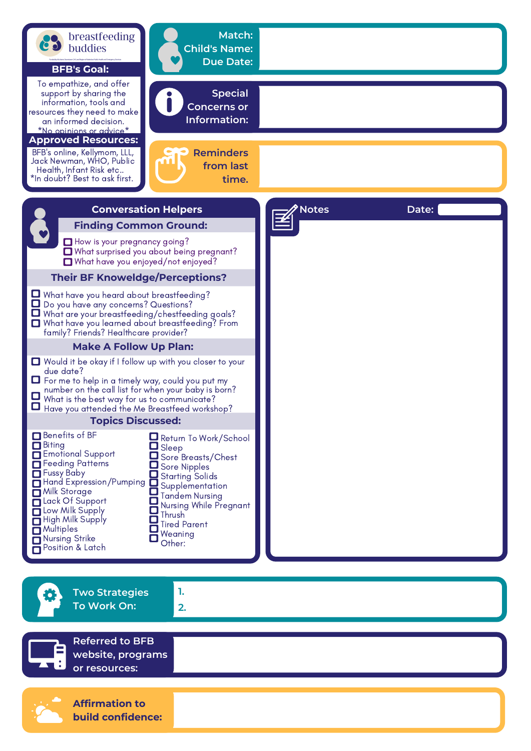breastfeeding buddies

**BFB's Goal:**

To empathize, and offer support by sharing the information, tools and resources they need to make an informed decision.
*No opinions or advice*

**Approved Resources:**

BFB's online, Kellymom, LLL, Jack Newman, WHO, Public Health, Infant Risk etc..
*In doubt? Best to ask first.

**Match:**
**Child's Name:**
**Due Date:**

**Special Concerns or Information:**

**Reminders from last time.**

## Conversation Helpers

### Finding Common Ground:

- ☐ How is your pregnancy going?
- ☐ What surprised you about being pregnant?
- ☐ What have you enjoyed/not enjoyed?

### Their BF Knoweldge/Perceptions?

- ☐ What have you heard about breastfeeding?
- ☐ Do you have any concerns? Questions?
- ☐ What are your breastfeeding/chestfeeding goals?
- ☐ What have you learned about breastfeeding? From family? Friends? Healthcare provider?

### Make A Follow Up Plan:

- ☐ Would it be okay if I follow up with you closer to your due date?
- ☐ For me to help in a timely way, could you put my number on the call list for when your baby is born?
- ☐ What is the best way for us to communicate?
- ☐ Have you attended the Me Breastfeed workshop?

### Topics Discussed:

- ☐ Benefits of BF
- ☐ Biting
- ☐ Emotional Support
- ☐ Feeding Patterns
- ☐ Fussy Baby
- ☐ Hand Expression/Pumping
- ☐ Milk Storage
- ☐ Lack Of Support
- ☐ Low Milk Supply
- ☐ High Milk Supply
- ☐ Multiples
- ☐ Nursing Strike
- ☐ Position & Latch
- ☐ Return To Work/School
- ☐ Sleep
- ☐ Sore Breasts/Chest
- ☐ Sore Nipples
- ☐ Starting Solids
- ☐ Supplementation
- ☐ Tandem Nursing
- ☐ Nursing While Pregnant
- ☐ Thrush
- ☐ Tired Parent
- ☐ Weaning
- Other:

## Notes

**Date:**

**Two Strategies To Work On:**

1.
2.

**Referred to BFB website, programs or resources:**

**Affirmation to build confidence:**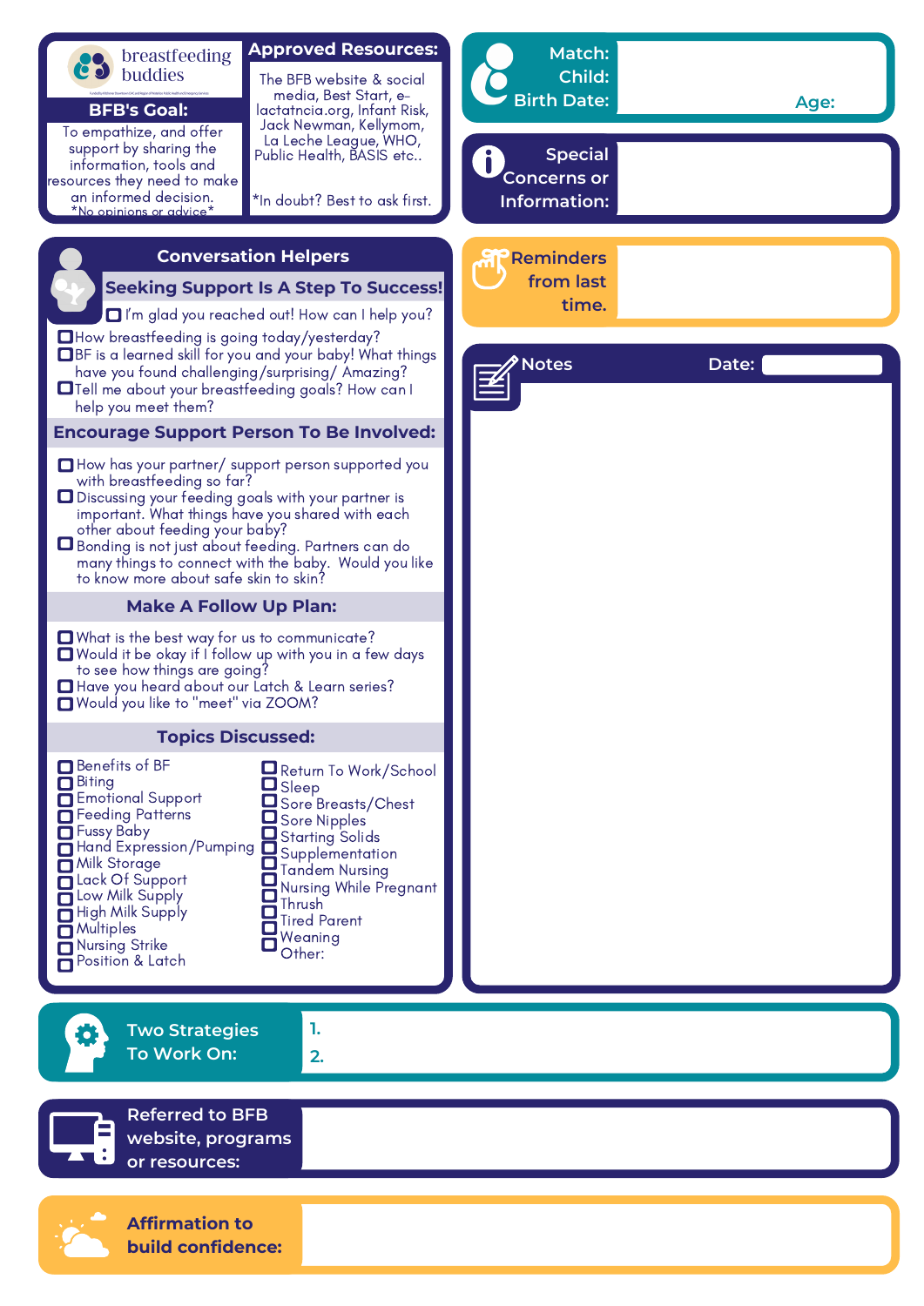breastfeeding buddies

## BFB's Goal:

To empathize, and offer support by sharing the information, tools and resources they need to make an informed decision.
*No opinions or advice*

## Approved Resources:

The BFB website & social media, Best Start, e-lactatncia.org, Infant Risk, Jack Newman, Kellymom, La Leche League, WHO, Public Health, BASIS etc..

*In doubt? Best to ask first.

Match:
Child:
Birth Date: Age:

Special Concerns or Information:

## Conversation Helpers

### Seeking Support Is A Step To Success!

- ☐ I'm glad you reached out! How can I help you?
- ☐ How breastfeeding is going today/yesterday?
- ☐ BF is a learned skill for you and your baby! What things have you found challenging/surprising/ Amazing?
- ☐ Tell me about your breastfeeding goals? How can I help you meet them?

### Encourage Support Person To Be Involved:

- ☐ How has your partner/ support person supported you with breastfeeding so far?
- ☐ Discussing your feeding goals with your partner is important. What things have you shared with each other about feeding your baby?
- ☐ Bonding is not just about feeding. Partners can do many things to connect with the baby. Would you like to know more about safe skin to skin?

### Make A Follow Up Plan:

- ☐ What is the best way for us to communicate?
- ☐ Would it be okay if I follow up with you in a few days to see how things are going?
- ☐ Have you heard about our Latch & Learn series?
- ☐ Would you like to "meet" via ZOOM?

### Topics Discussed:

- ☐ Benefits of BF
- ☐ Biting
- ☐ Emotional Support
- ☐ Feeding Patterns
- ☐ Fussy Baby
- ☐ Hand Expression/Pumping
- ☐ Milk Storage
- ☐ Lack Of Support
- ☐ Low Milk Supply
- ☐ High Milk Supply
- ☐ Multiples
- ☐ Nursing Strike
- ☐ Position & Latch
- ☐ Return To Work/School
- ☐ Sleep
- ☐ Sore Breasts/Chest
- ☐ Sore Nipples
- ☐ Starting Solids
- ☐ Supplementation
- ☐ Tandem Nursing
- ☐ Nursing While Pregnant
- ☐ Thrush
- ☐ Tired Parent
- ☐ Weaning
- Other:

Reminders from last time.

Notes Date:

Two Strategies To Work On:
1.
2.

Referred to BFB website, programs or resources:

Affirmation to build confidence: